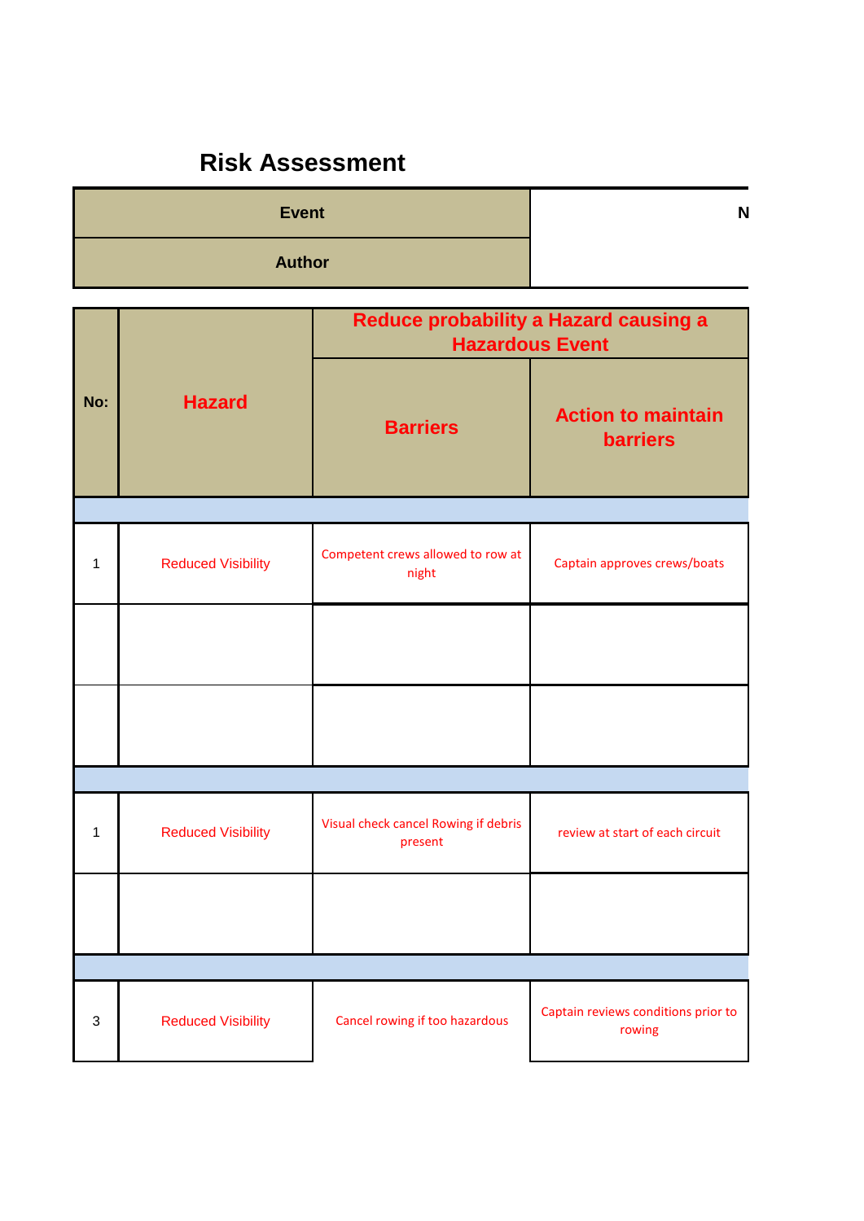# Risk Assessment

| Event | N |
|---|---|
| Author | |

| No: | Hazard | Reduce probability a Hazard causing a Hazardous Event | |
|---|---|---|---|
| | | Barriers | Action to maintain barriers |
| | | | |
| 1 | Reduced Visibility | Competent crews allowed to row at night | Captain approves crews/boats |
| | | | |
| | | | |
| | | | |
| 1 | Reduced Visibility | Visual check cancel Rowing if debris present | review at start of each circuit |
| | | | |
| | | | |
| 3 | Reduced Visibility | Cancel rowing if too hazardous | Captain reviews conditions prior to rowing |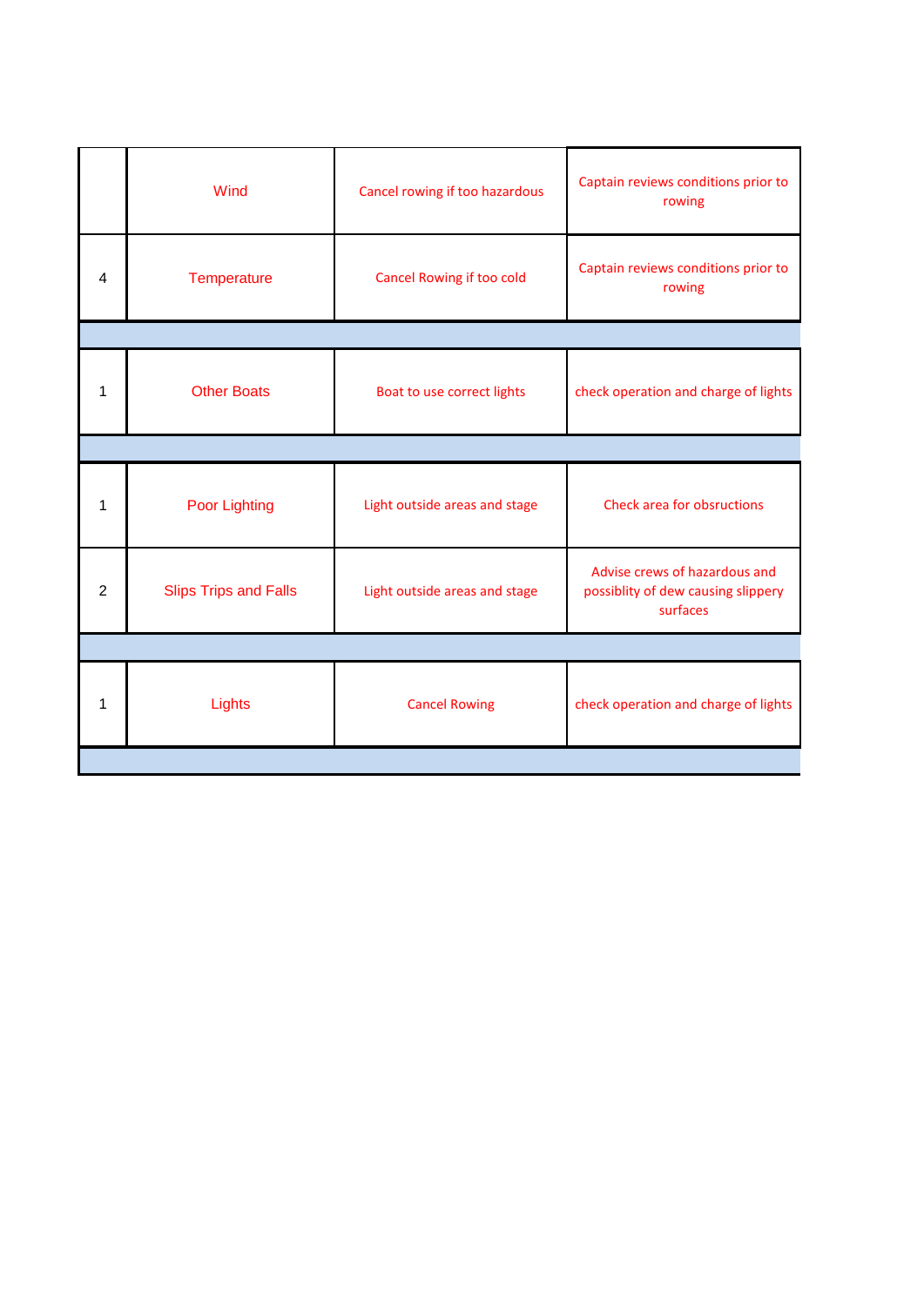|   |   |   |   |
|---|---|---|---|
|   | Wind | Cancel rowing if too hazardous | Captain reviews conditions prior to rowing |
| 4 | Temperature | Cancel Rowing if too cold | Captain reviews conditions prior to rowing |
|   |   |   |   |
| 1 | Other Boats | Boat to use correct lights | check operation and charge of lights |
|   |   |   |   |
| 1 | Poor Lighting | Light outside areas and stage | Check area for obsructions |
| 2 | Slips Trips and Falls | Light outside areas and stage | Advise crews of hazardous and possiblity of dew causing slippery surfaces |
|   |   |   |   |
| 1 | Lights | Cancel Rowing | check operation and charge of lights |
|   |   |   |   |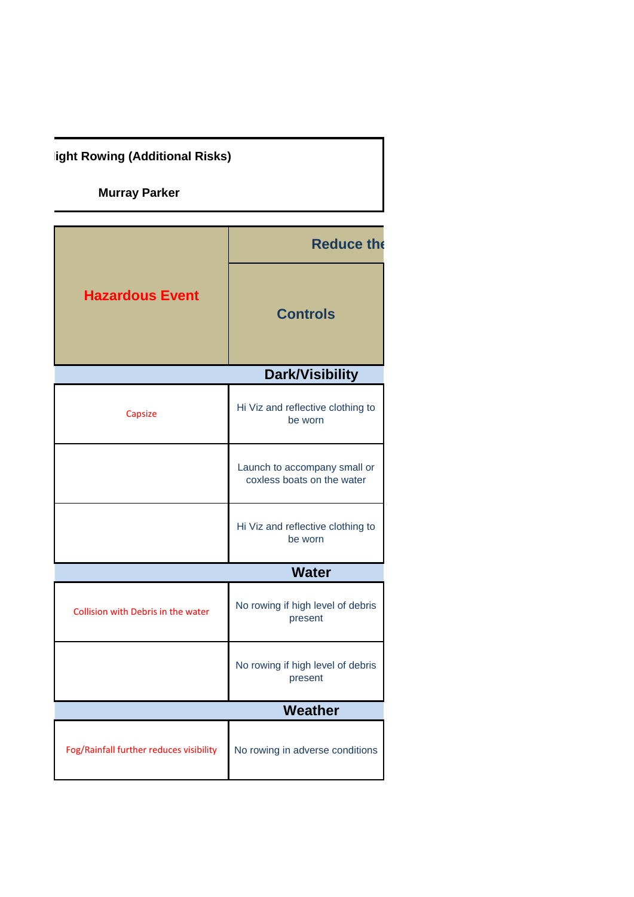**ight Rowing (Additional Risks)**

**Murray Parker**

| Hazardous Event | Reduce the |
|---|---|
| | Controls |
| **Dark/Visibility** | |
| Capsize | Hi Viz and reflective clothing to be worn |
| | Launch to accompany small or coxless boats on the water |
| | Hi Viz and reflective clothing to be worn |
| **Water** | |
| Collision with Debris in the water | No rowing if high level of debris present |
| | No rowing if high level of debris present |
| **Weather** | |
| Fog/Rainfall further reduces visibility | No rowing in adverse conditions |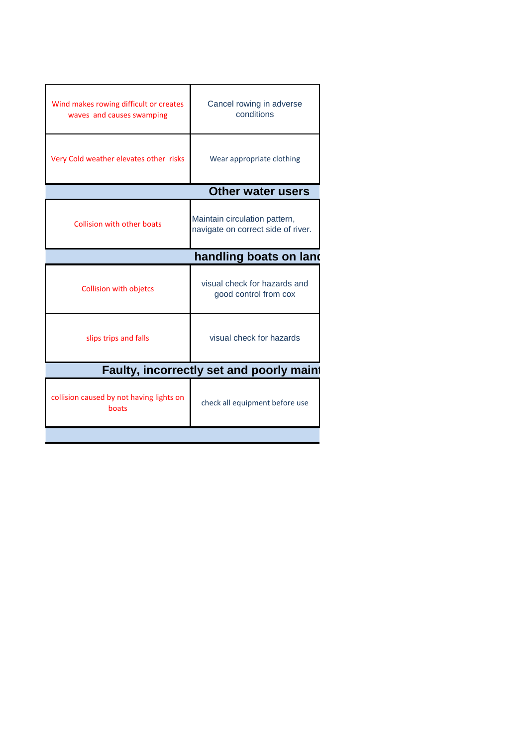| | |
|---|---|
| Wind makes rowing difficult or creates waves and causes swamping | Cancel rowing in adverse conditions |
| Very Cold weather elevates other risks | Wear appropriate clothing |
| **Other water users** | |
| Collision with other boats | Maintain circulation pattern, navigate on correct side of river. |
| **handling boats on lanc** | |
| Collision with objetcs | visual check for hazards and good control from cox |
| slips trips and falls | visual check for hazards |
| **Faulty, incorrectly set and poorly maint** | |
| collision caused by not having lights on boats | check all equipment before use |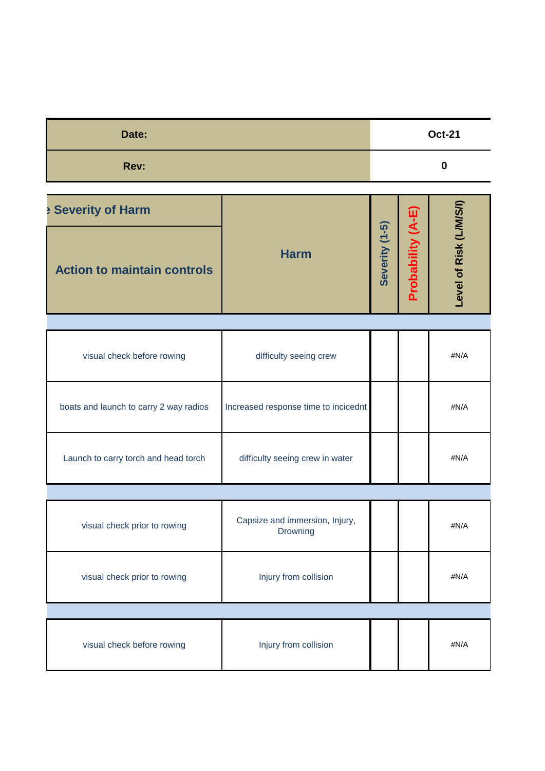| Date: | Oct-21 |
|---|---|
| Rev: | 0 |

| e Severity of Harm / Action to maintain controls | Harm | Severity (1-5) | Probability (A-E) | Level of Risk (L/M/S/I) |
|---|---|---|---|---|
| | | | | |
| visual check before rowing | difficulty seeing crew | | | #N/A |
| boats and launch to carry 2 way radios | Increased response time to incicednt | | | #N/A |
| Launch to carry torch and head torch | difficulty seeing crew in water | | | #N/A |
| | | | | |
| visual check prior to rowing | Capsize and immersion, Injury, Drowning | | | #N/A |
| visual check prior to rowing | Injury from collision | | | #N/A |
| | | | | |
| visual check before rowing | Injury from collision | | | #N/A |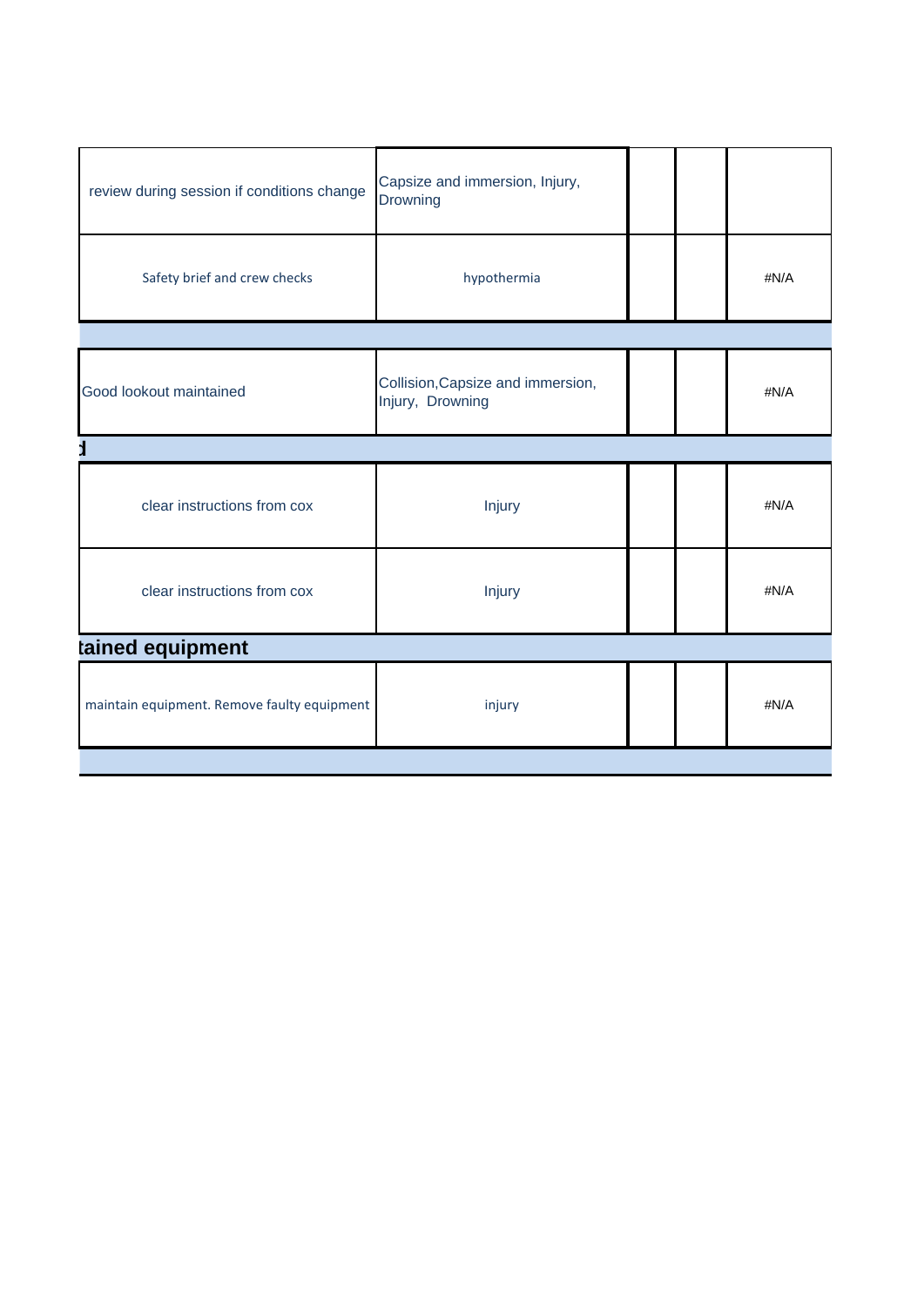| | | | | |
|---|---|---|---|---|
| review during session if conditions change | Capsize and immersion, Injury, Drowning | | | |
| Safety brief and crew checks | hypothermia | | | #N/A |
| | | | | |
| Good lookout maintained | Collision,Capsize and immersion, Injury, Drowning | | | #N/A |
| **d** | | | | |
| clear instructions from cox | Injury | | | #N/A |
| clear instructions from cox | Injury | | | #N/A |
| **tained equipment** | | | | |
| maintain equipment. Remove faulty equipment | injury | | | #N/A |
| | | | | |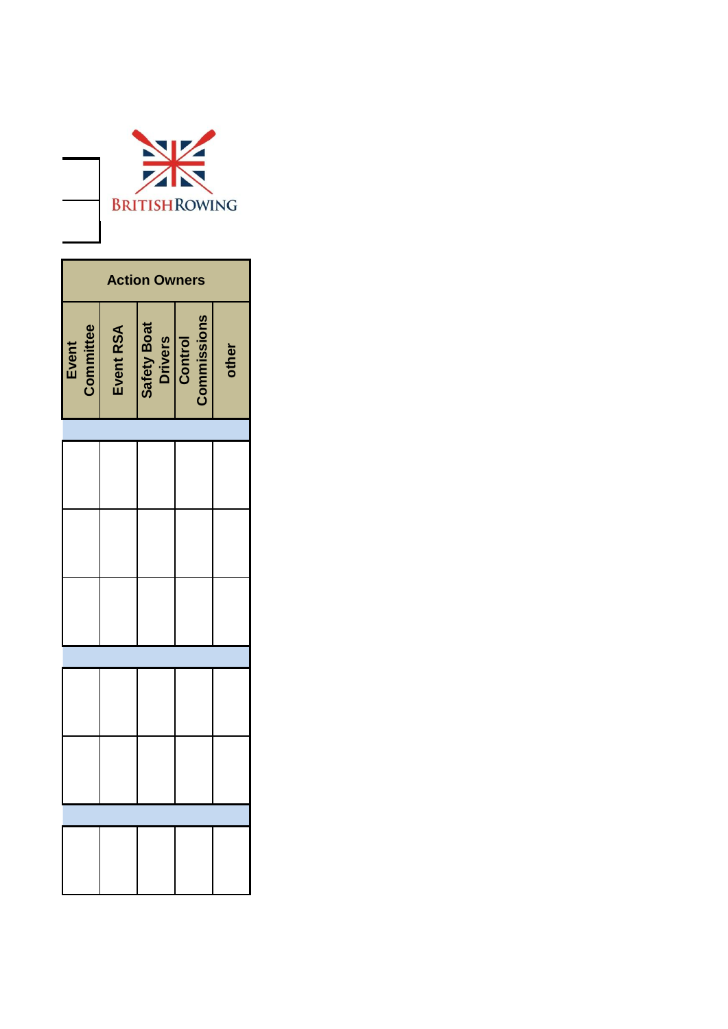BRITISH ROWING

| Action Owners | | | | |
|---|---|---|---|---|
| Event Committee | Event RSA | Safety Boat Drivers | Control Commissions | other |
| | | | | |
| | | | | |
| | | | | |
| | | | | |
| | | | | |
| | | | | |
| | | | | |
| | | | | |
| | | | | |